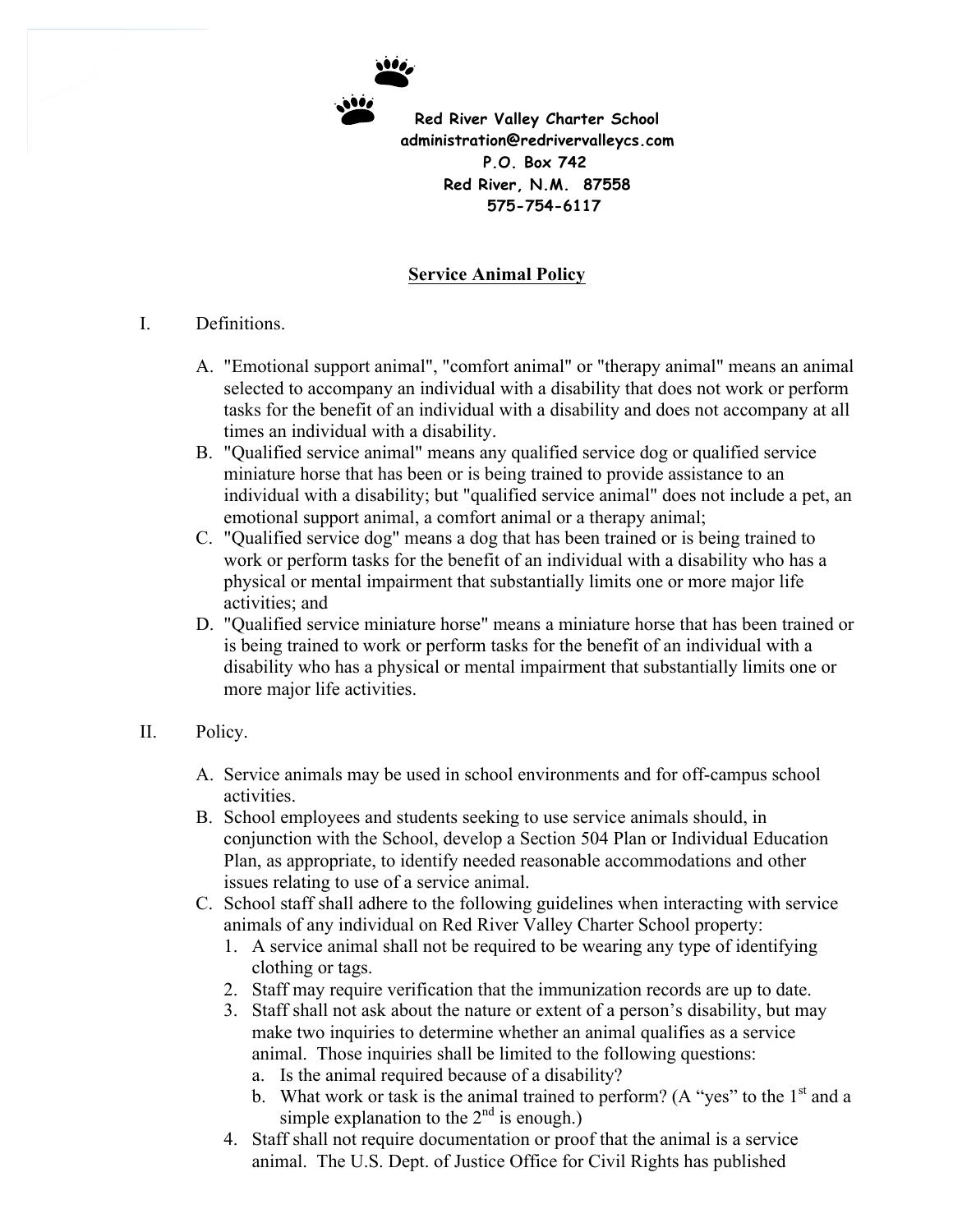**Red River Valley Charter School**
**administration@redrivervalleycs.com**
**P.O. Box 742**
**Red River, N.M. 87558**
**575-754-6117**

## Service Animal Policy

I. Definitions.

A. "Emotional support animal", "comfort animal" or "therapy animal" means an animal selected to accompany an individual with a disability that does not work or perform tasks for the benefit of an individual with a disability and does not accompany at all times an individual with a disability.

B. "Qualified service animal" means any qualified service dog or qualified service miniature horse that has been or is being trained to provide assistance to an individual with a disability; but "qualified service animal" does not include a pet, an emotional support animal, a comfort animal or a therapy animal;

C. "Qualified service dog" means a dog that has been trained or is being trained to work or perform tasks for the benefit of an individual with a disability who has a physical or mental impairment that substantially limits one or more major life activities; and

D. "Qualified service miniature horse" means a miniature horse that has been trained or is being trained to work or perform tasks for the benefit of an individual with a disability who has a physical or mental impairment that substantially limits one or more major life activities.

II. Policy.

A. Service animals may be used in school environments and for off-campus school activities.

B. School employees and students seeking to use service animals should, in conjunction with the School, develop a Section 504 Plan or Individual Education Plan, as appropriate, to identify needed reasonable accommodations and other issues relating to use of a service animal.

C. School staff shall adhere to the following guidelines when interacting with service animals of any individual on Red River Valley Charter School property:

1. A service animal shall not be required to be wearing any type of identifying clothing or tags.
2. Staff may require verification that the immunization records are up to date.
3. Staff shall not ask about the nature or extent of a person's disability, but may make two inquiries to determine whether an animal qualifies as a service animal. Those inquiries shall be limited to the following questions:
   a. Is the animal required because of a disability?
   b. What work or task is the animal trained to perform? (A "yes" to the 1st and a simple explanation to the 2nd is enough.)
4. Staff shall not require documentation or proof that the animal is a service animal. The U.S. Dept. of Justice Office for Civil Rights has published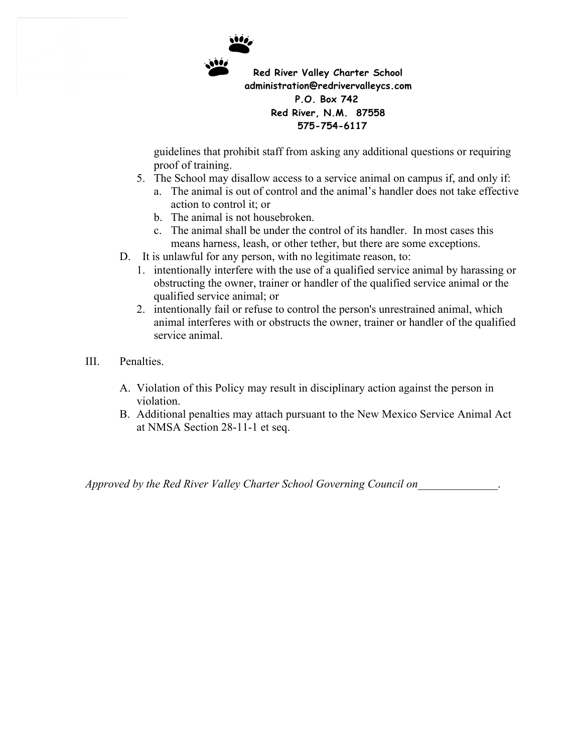guidelines that prohibit staff from asking any additional questions or requiring proof of training.

5. The School may disallow access to a service animal on campus if, and only if:
   a. The animal is out of control and the animal's handler does not take effective action to control it; or
   b. The animal is not housebroken.
   c. The animal shall be under the control of its handler. In most cases this means harness, leash, or other tether, but there are some exceptions.

D. It is unlawful for any person, with no legitimate reason, to:
   1. intentionally interfere with the use of a qualified service animal by harassing or obstructing the owner, trainer or handler of the qualified service animal or the qualified service animal; or
   2. intentionally fail or refuse to control the person's unrestrained animal, which animal interferes with or obstructs the owner, trainer or handler of the qualified service animal.

III. Penalties.

   A. Violation of this Policy may result in disciplinary action against the person in violation.
   B. Additional penalties may attach pursuant to the New Mexico Service Animal Act at NMSA Section 28-11-1 et seq.

*Approved by the Red River Valley Charter School Governing Council on______________.*